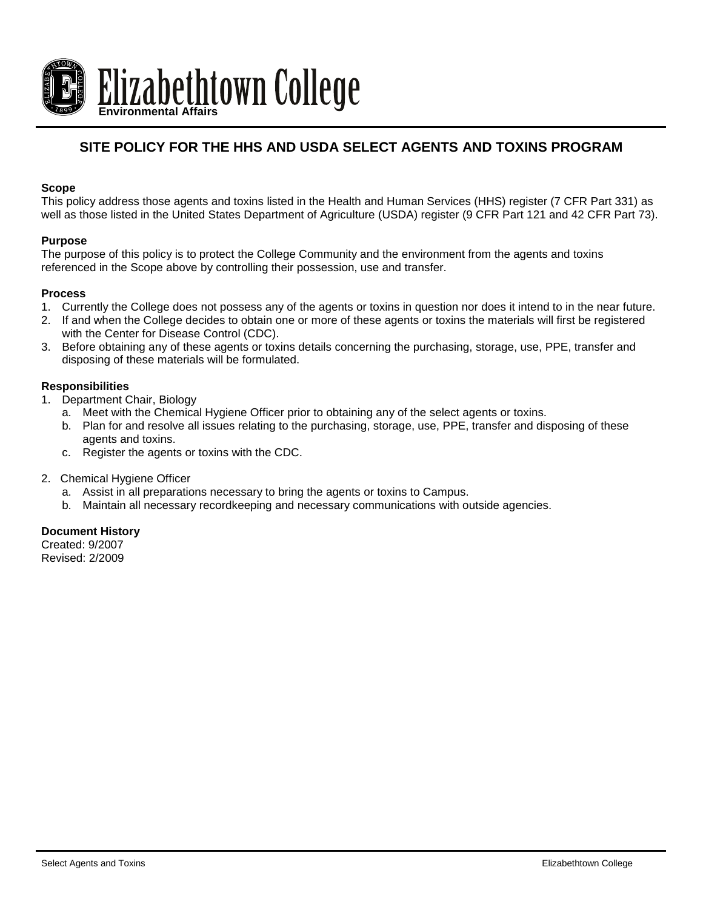# Elizabethtown College

**Environmental Affairs**

## SITE POLICY FOR THE HHS AND USDA SELECT AGENTS AND TOXINS PROGRAM

**Scope**

This policy address those agents and toxins listed in the Health and Human Services (HHS) register (7 CFR Part 331) as well as those listed in the United States Department of Agriculture (USDA) register (9 CFR Part 121 and 42 CFR Part 73).

**Purpose**

The purpose of this policy is to protect the College Community and the environment from the agents and toxins referenced in the Scope above by controlling their possession, use and transfer.

**Process**

1. Currently the College does not possess any of the agents or toxins in question nor does it intend to in the near future.
2. If and when the College decides to obtain one or more of these agents or toxins the materials will first be registered with the Center for Disease Control (CDC).
3. Before obtaining any of these agents or toxins details concerning the purchasing, storage, use, PPE, transfer and disposing of these materials will be formulated.

**Responsibilities**

1. Department Chair, Biology
   a. Meet with the Chemical Hygiene Officer prior to obtaining any of the select agents or toxins.
   b. Plan for and resolve all issues relating to the purchasing, storage, use, PPE, transfer and disposing of these agents and toxins.
   c. Register the agents or toxins with the CDC.

2. Chemical Hygiene Officer
   a. Assist in all preparations necessary to bring the agents or toxins to Campus.
   b. Maintain all necessary recordkeeping and necessary communications with outside agencies.

**Document History**

Created: 9/2007
Revised: 2/2009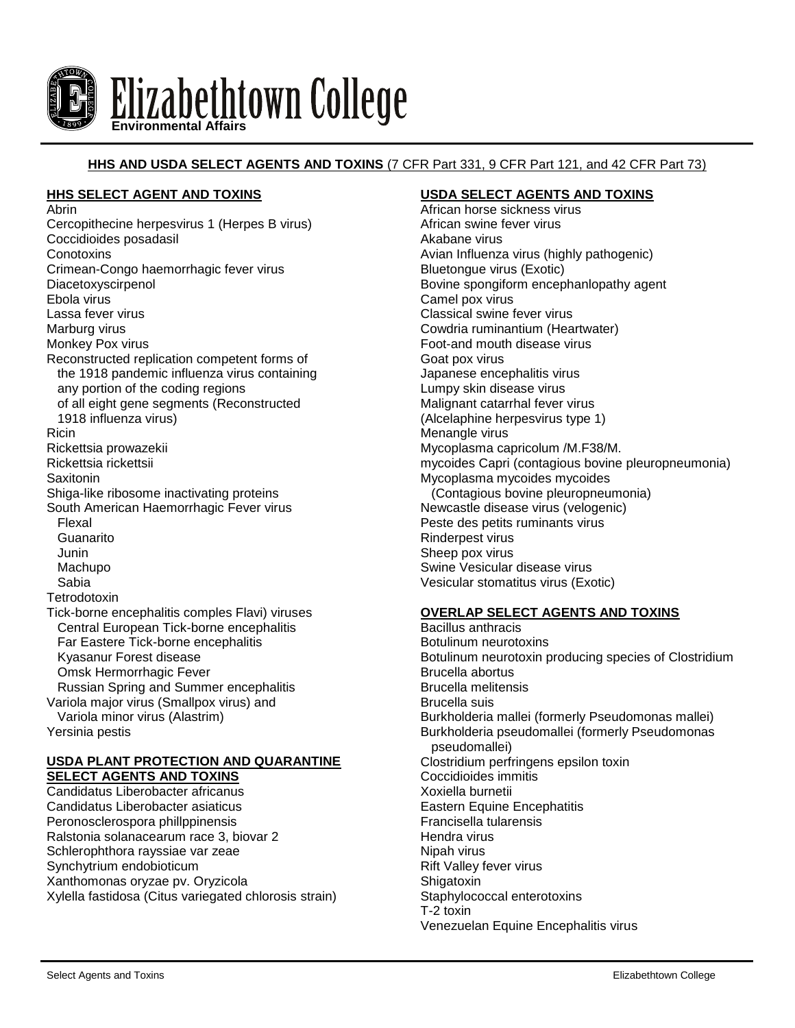Elizabethtown College
Environmental Affairs

## HHS AND USDA SELECT AGENTS AND TOXINS (7 CFR Part 331, 9 CFR Part 121, and 42 CFR Part 73)

### HHS SELECT AGENT AND TOXINS

Abrin
Cercopithecine herpesvirus 1 (Herpes B virus)
Coccidioides posadasil
Conotoxins
Crimean-Congo haemorrhagic fever virus
Diacetoxyscirpenol
Ebola virus
Lassa fever virus
Marburg virus
Monkey Pox virus
Reconstructed replication competent forms of the 1918 pandemic influenza virus containing any portion of the coding regions of all eight gene segments (Reconstructed 1918 influenza virus)
Ricin
Rickettsia prowazekii
Rickettsia rickettsii
Saxitonin
Shiga-like ribosome inactivating proteins
South American Haemorrhagic Fever virus
- Flexal
- Guanarito
- Junin
- Machupo
- Sabia

Tetrodotoxin
Tick-borne encephalitis comples Flavi) viruses
- Central European Tick-borne encephalitis
- Far Eastere Tick-borne encephalitis
- Kyasanur Forest disease
- Omsk Hermorrhagic Fever
- Russian Spring and Summer encephalitis

Variola major virus (Smallpox virus) and Variola minor virus (Alastrim)
Yersinia pestis

### USDA PLANT PROTECTION AND QUARANTINE SELECT AGENTS AND TOXINS

Candidatus Liberobacter africanus
Candidatus Liberobacter asiaticus
Peronosclerospora phillppinensis
Ralstonia solanacearum race 3, biovar 2
Schlerophthora rayssiae var zeae
Synchytrium endobioticum
Xanthomonas oryzae pv. Oryzicola
Xylella fastidosa (Citus variegated chlorosis strain)

### USDA SELECT AGENTS AND TOXINS

African horse sickness virus
African swine fever virus
Akabane virus
Avian Influenza virus (highly pathogenic)
Bluetongue virus (Exotic)
Bovine spongiform encephanlopathy agent
Camel pox virus
Classical swine fever virus
Cowdria ruminantium (Heartwater)
Foot-and mouth disease virus
Goat pox virus
Japanese encephalitis virus
Lumpy skin disease virus
Malignant catarrhal fever virus
(Alcelaphine herpesvirus type 1)
Menangle virus
Mycoplasma capricolum /M.F38/M.
mycoides Capri (contagious bovine pleuropneumonia)
Mycoplasma mycoides mycoides
(Contagious bovine pleuropneumonia)
Newcastle disease virus (velogenic)
Peste des petits ruminants virus
Rinderpest virus
Sheep pox virus
Swine Vesicular disease virus
Vesicular stomatitus virus (Exotic)

### OVERLAP SELECT AGENTS AND TOXINS

Bacillus anthracis
Botulinum neurotoxins
Botulinum neurotoxin producing species of Clostridium
Brucella abortus
Brucella melitensis
Brucella suis
Burkholderia mallei (formerly Pseudomonas mallei)
Burkholderia pseudomallei (formerly Pseudomonas pseudomallei)
Clostridium perfringens epsilon toxin
Coccidioides immitis
Xoxiella burnetii
Eastern Equine Encephatitis
Francisella tularensis
Hendra virus
Nipah virus
Rift Valley fever virus
Shigatoxin
Staphylococcal enterotoxins
T-2 toxin
Venezuelan Equine Encephalitis virus